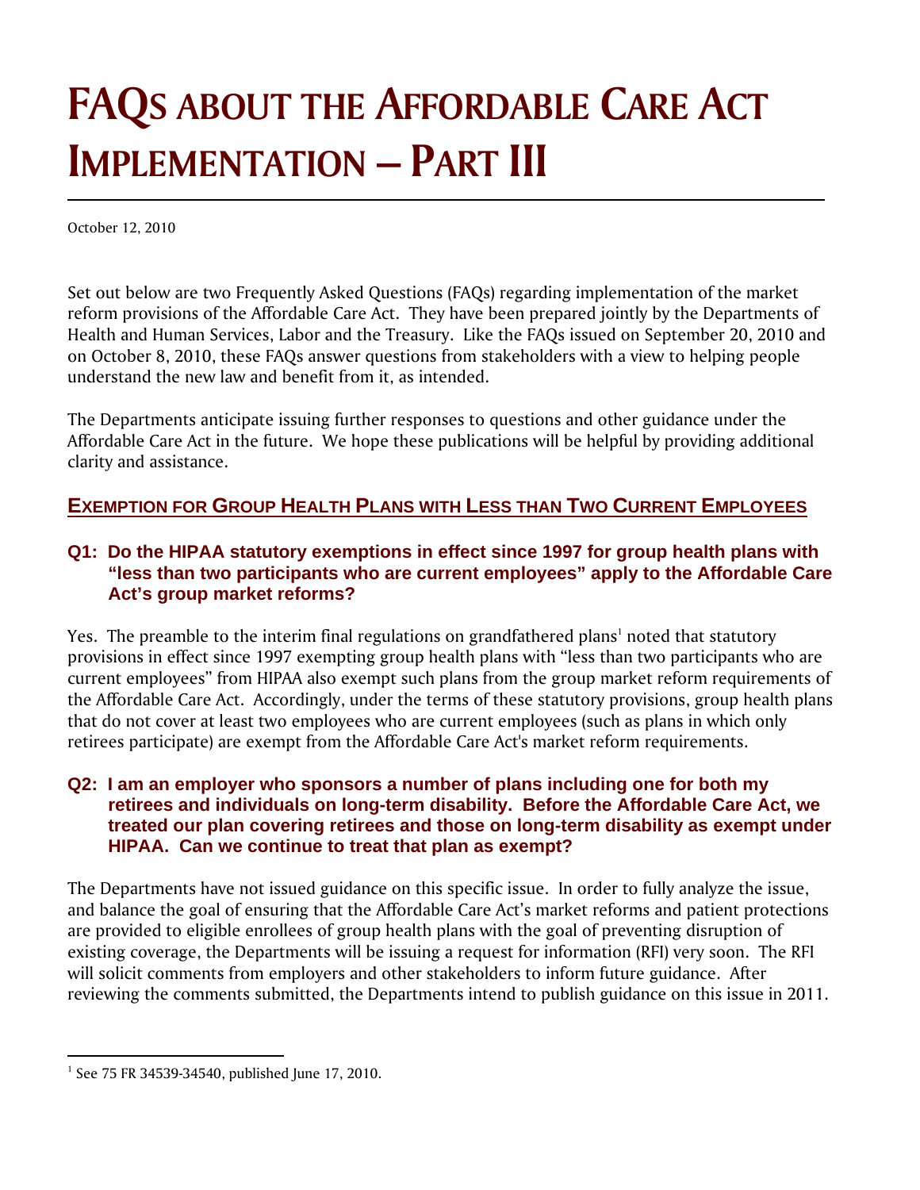# FAQs about the Affordable Care Act Implementation – Part III

October 12, 2010

Set out below are two Frequently Asked Questions (FAQs) regarding implementation of the market reform provisions of the Affordable Care Act. They have been prepared jointly by the Departments of Health and Human Services, Labor and the Treasury. Like the FAQs issued on September 20, 2010 and on October 8, 2010, these FAQs answer questions from stakeholders with a view to helping people understand the new law and benefit from it, as intended.

The Departments anticipate issuing further responses to questions and other guidance under the Affordable Care Act in the future. We hope these publications will be helpful by providing additional clarity and assistance.

## Exemption for Group Health Plans with Less than Two Current Employees

### Q1: Do the HIPAA statutory exemptions in effect since 1997 for group health plans with "less than two participants who are current employees" apply to the Affordable Care Act's group market reforms?

Yes. The preamble to the interim final regulations on grandfathered plans[1] noted that statutory provisions in effect since 1997 exempting group health plans with "less than two participants who are current employees" from HIPAA also exempt such plans from the group market reform requirements of the Affordable Care Act. Accordingly, under the terms of these statutory provisions, group health plans that do not cover at least two employees who are current employees (such as plans in which only retirees participate) are exempt from the Affordable Care Act's market reform requirements.

### Q2: I am an employer who sponsors a number of plans including one for both my retirees and individuals on long-term disability. Before the Affordable Care Act, we treated our plan covering retirees and those on long-term disability as exempt under HIPAA. Can we continue to treat that plan as exempt?

The Departments have not issued guidance on this specific issue. In order to fully analyze the issue, and balance the goal of ensuring that the Affordable Care Act's market reforms and patient protections are provided to eligible enrollees of group health plans with the goal of preventing disruption of existing coverage, the Departments will be issuing a request for information (RFI) very soon. The RFI will solicit comments from employers and other stakeholders to inform future guidance. After reviewing the comments submitted, the Departments intend to publish guidance on this issue in 2011.

---

[1] See 75 FR 34539-34540, published June 17, 2010.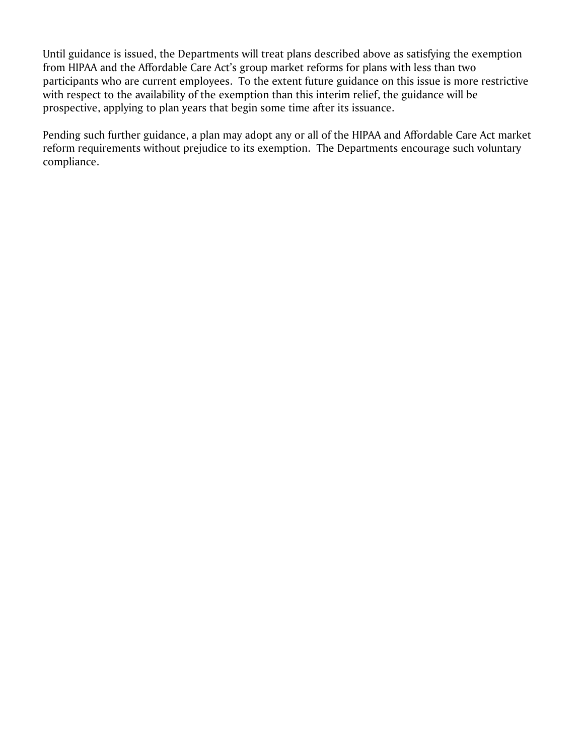Until guidance is issued, the Departments will treat plans described above as satisfying the exemption from HIPAA and the Affordable Care Act's group market reforms for plans with less than two participants who are current employees.  To the extent future guidance on this issue is more restrictive with respect to the availability of the exemption than this interim relief, the guidance will be prospective, applying to plan years that begin some time after its issuance.

Pending such further guidance, a plan may adopt any or all of the HIPAA and Affordable Care Act market reform requirements without prejudice to its exemption.  The Departments encourage such voluntary compliance.